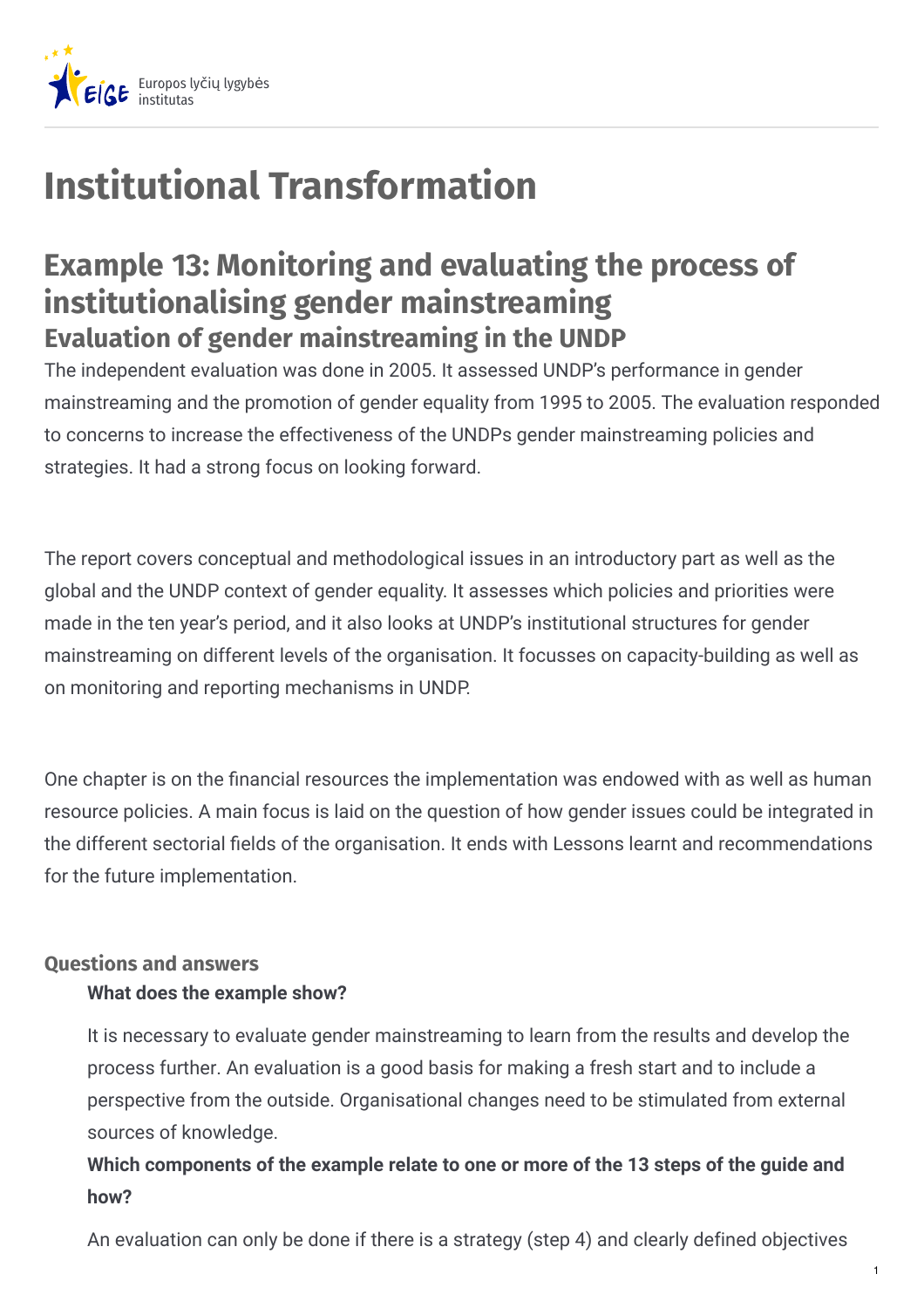# Institutional Transformation

## Example 13: Monitoring and evaluating the process of institutionalising gender mainstreaming

### Evaluation of gender mainstreaming in the UNDP

The independent evaluation was done in 2005. It assessed UNDP's performance in gender mainstreaming and the promotion of gender equality from 1995 to 2005. The evaluation responded to concerns to increase the effectiveness of the UNDPs gender mainstreaming policies and strategies. It had a strong focus on looking forward.

The report covers conceptual and methodological issues in an introductory part as well as the global and the UNDP context of gender equality. It assesses which policies and priorities were made in the ten year's period, and it also looks at UNDP's institutional structures for gender mainstreaming on different levels of the organisation. It focusses on capacity-building as well as on monitoring and reporting mechanisms in UNDP.

One chapter is on the financial resources the implementation was endowed with as well as human resource policies. A main focus is laid on the question of how gender issues could be integrated in the different sectorial fields of the organisation. It ends with Lessons learnt and recommendations for the future implementation.

#### Questions and answers

**What does the example show?**

It is necessary to evaluate gender mainstreaming to learn from the results and develop the process further. An evaluation is a good basis for making a fresh start and to include a perspective from the outside. Organisational changes need to be stimulated from external sources of knowledge.

**Which components of the example relate to one or more of the 13 steps of the guide and how?**

An evaluation can only be done if there is a strategy (step 4) and clearly defined objectives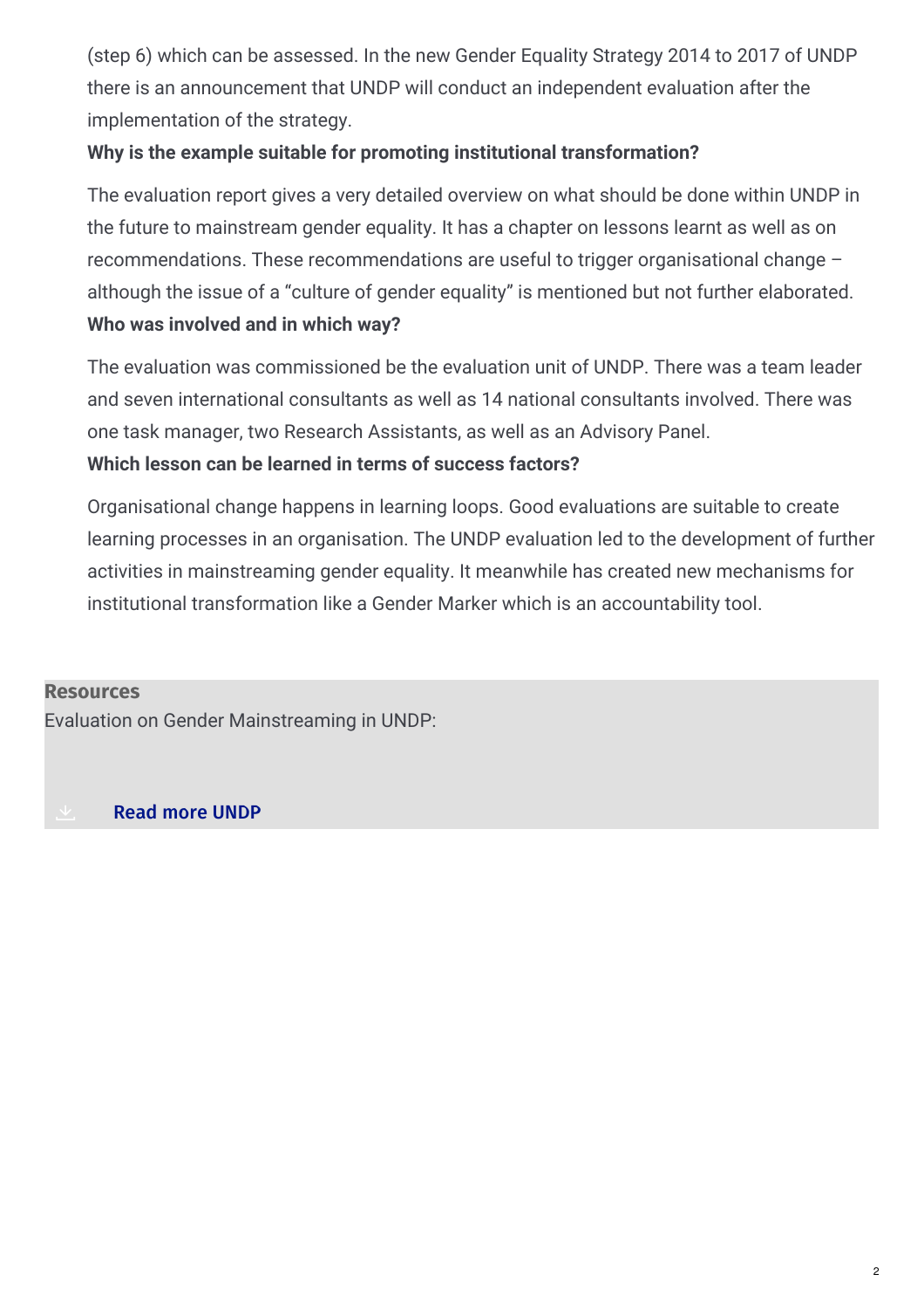(step 6) which can be assessed. In the new Gender Equality Strategy 2014 to 2017 of UNDP there is an announcement that UNDP will conduct an independent evaluation after the implementation of the strategy.

**Why is the example suitable for promoting institutional transformation?**

The evaluation report gives a very detailed overview on what should be done within UNDP in the future to mainstream gender equality. It has a chapter on lessons learnt as well as on recommendations. These recommendations are useful to trigger organisational change – although the issue of a "culture of gender equality" is mentioned but not further elaborated.

**Who was involved and in which way?**

The evaluation was commissioned be the evaluation unit of UNDP. There was a team leader and seven international consultants as well as 14 national consultants involved. There was one task manager, two Research Assistants, as well as an Advisory Panel.

**Which lesson can be learned in terms of success factors?**

Organisational change happens in learning loops. Good evaluations are suitable to create learning processes in an organisation. The UNDP evaluation led to the development of further activities in mainstreaming gender equality. It meanwhile has created new mechanisms for institutional transformation like a Gender Marker which is an accountability tool.

**Resources**

Evaluation on Gender Mainstreaming in UNDP:

Read more UNDP